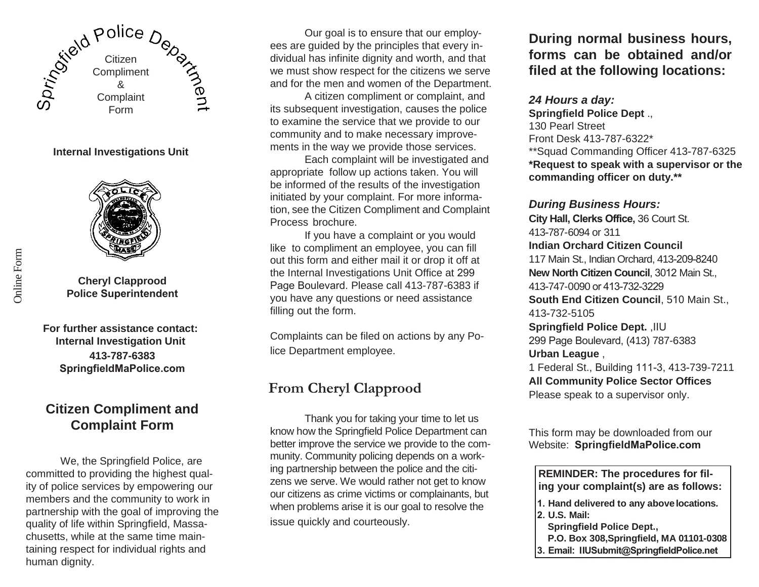# Springfield Police Department

Citizen Compliment & Complaint Form

**Internal Investigations Unit**

**Cheryl Clapprood**
**Police Superintendent**

**For further assistance contact:**
**Internal Investigation Unit**
**413-787-6383**
**SpringfieldMaPolice.com**

Online Form

## Citizen Compliment and Complaint Form

We, the Springfield Police, are committed to providing the highest quality of police services by empowering our members and the community to work in partnership with the goal of improving the quality of life within Springfield, Massachusetts, while at the same time maintaining respect for individual rights and human dignity.

Our goal is to ensure that our employees are guided by the principles that every individual has infinite dignity and worth, and that we must show respect for the citizens we serve and for the men and women of the Department.

A citizen compliment or complaint, and its subsequent investigation, causes the police to examine the service that we provide to our community and to make necessary improvements in the way we provide those services.

Each complaint will be investigated and appropriate follow up actions taken. You will be informed of the results of the investigation initiated by your complaint. For more information, see the Citizen Compliment and Complaint Process brochure.

If you have a complaint or you would like to compliment an employee, you can fill out this form and either mail it or drop it off at the Internal Investigations Unit Office at 299 Page Boulevard. Please call 413-787-6383 if you have any questions or need assistance filling out the form.

Complaints can be filed on actions by any Police Department employee.

## From Cheryl Clapprood

Thank you for taking your time to let us know how the Springfield Police Department can better improve the service we provide to the community. Community policing depends on a working partnership between the police and the citizens we serve. We would rather not get to know our citizens as crime victims or complainants, but when problems arise it is our goal to resolve the issue quickly and courteously.

## During normal business hours, forms can be obtained and/or filed at the following locations:

***24 Hours a day:***

**Springfield Police Dept** .,
130 Pearl Street
Front Desk 413-787-6322*
**Squad Commanding Officer 413-787-6325
**\*Request to speak with a supervisor or the commanding officer on duty.\*\***

***During Business Hours:***

**City Hall, Clerks Office,** 36 Court St.
413-787-6094 or 311

**Indian Orchard Citizen Council**
117 Main St., Indian Orchard, 413-209-8240

**New North Citizen Council**, 3012 Main St.,
413-747-0090 or 413-732-3229

**South End Citizen Council**, 510 Main St.,
413-732-5105

**Springfield Police Dept.** ,IIU
299 Page Boulevard, (413) 787-6383

**Urban League** ,
1 Federal St., Building 111-3, 413-739-7211

**All Community Police Sector Offices**
Please speak to a supervisor only.

This form may be downloaded from our Website: **SpringfieldMaPolice.com**

**REMINDER: The procedures for filing your complaint(s) are as follows:**

1. **Hand delivered to any above locations.**
2. **U.S. Mail:**
   **Springfield Police Dept.,**
   **P.O. Box 308,Springfield, MA 01101-0308**
3. **Email: IIUSubmit@SpringfieldPolice.net**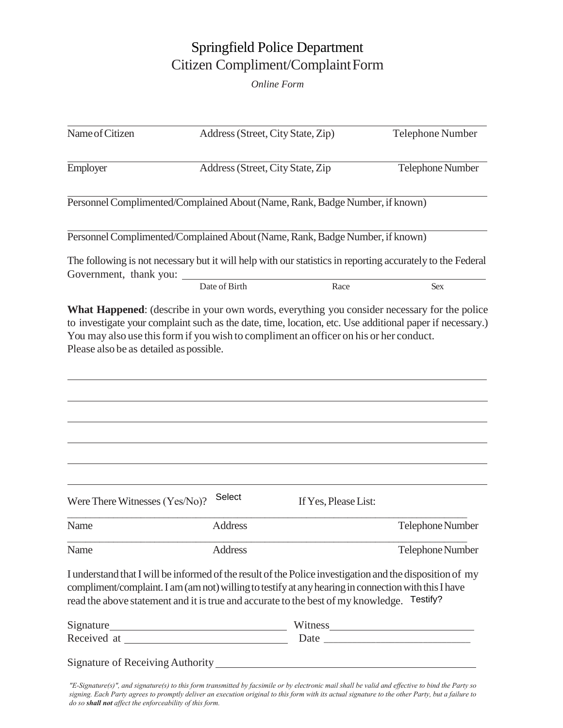# Springfield Police Department

## Citizen Compliment/Complaint Form

*Online Form*

Name of Citizen　　Address (Street, City State, Zip)　　Telephone Number

Employer　　Address (Street, City State, Zip　　Telephone Number

Personnel Complimented/Complained About (Name, Rank, Badge Number, if known)

Personnel Complimented/Complained About (Name, Rank, Badge Number, if known)

The following is not necessary but it will help with our statistics in reporting accurately to the Federal Government, thank you: ______________________________

Date of Birth　　Race　　Sex

**What Happened**: (describe in your own words, everything you consider necessary for the police to investigate your complaint such as the date, time, location, etc. Use additional paper if necessary.) You may also use this form if you wish to compliment an officer on his or her conduct. Please also be as detailed as possible.

______________________________

______________________________

______________________________

______________________________

______________________________

______________________________

Were There Witnesses (Yes/No)? Select　　If Yes, Please List:

Name　　Address　　Telephone Number

Name　　Address　　Telephone Number

I understand that I will be informed of the result of the Police investigation and the disposition of my compliment/complaint. I am (am not) willing to testify at any hearing in connection with this I have read the above statement and it is true and accurate to the best of my knowledge. Testify?

Signature______________________________ Witness______________________________

Received at ______________________________ Date ______________________________

Signature of Receiving Authority ______________________________

*"E-Signature(s)", and signature(s) to this form transmitted by facsimile or by electronic mail shall be valid and effective to bind the Party so signing. Each Party agrees to promptly deliver an execution original to this form with its actual signature to the other Party, but a failure to do so **shall not** affect the enforceability of this form.*